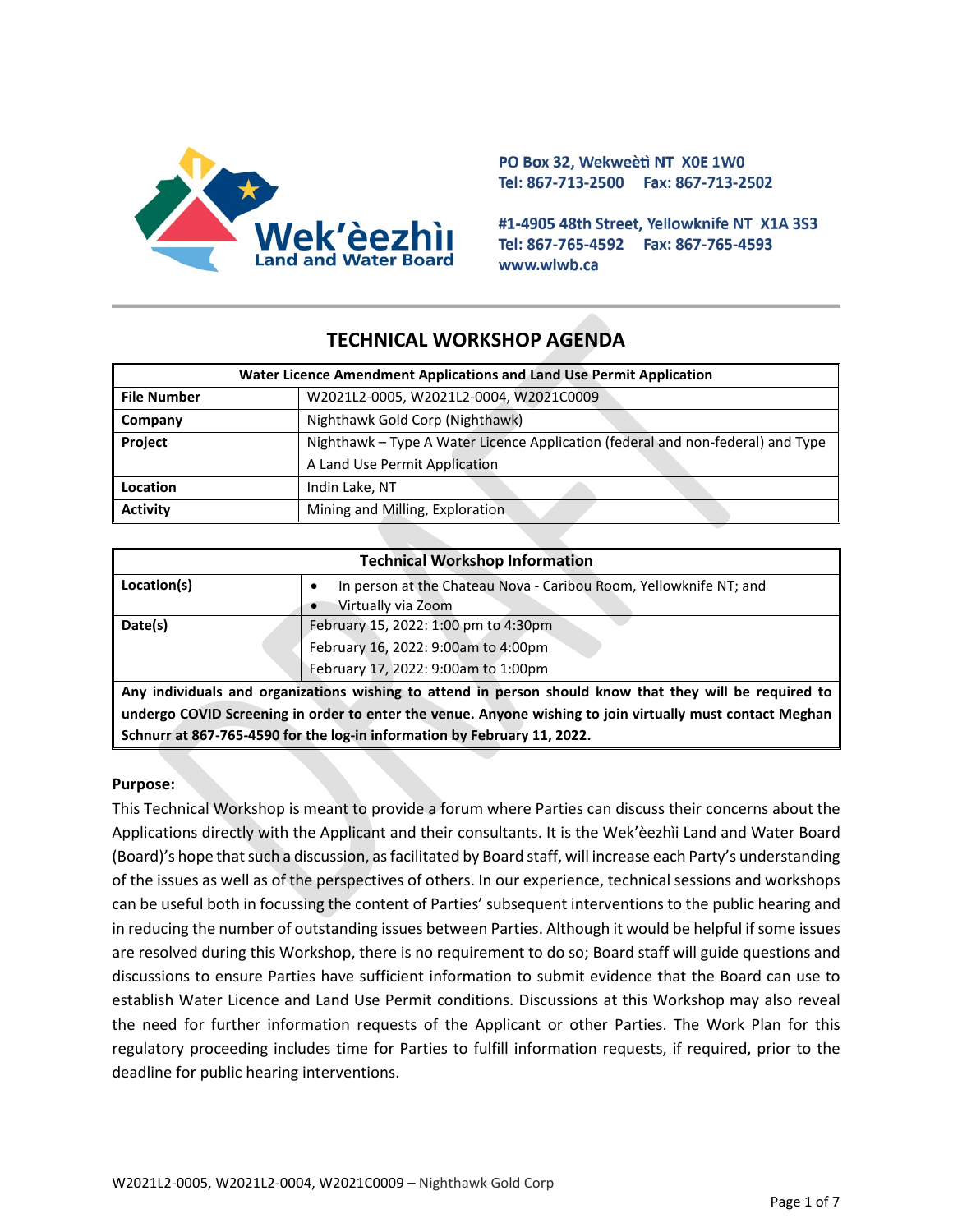PO Box 32, Wekweètì NT X0E 1W0
Tel: 867-713-2500 Fax: 867-713-2502

#1-4905 48th Street, Yellowknife NT X1A 3S3
Tel: 867-765-4592 Fax: 867-765-4593
www.wlwb.ca

# TECHNICAL WORKSHOP AGENDA

| Water Licence Amendment Applications and Land Use Permit Application | |
|---|---|
| **File Number** | W2021L2-0005, W2021L2-0004, W2021C0009 |
| **Company** | Nighthawk Gold Corp (Nighthawk) |
| **Project** | Nighthawk – Type A Water Licence Application (federal and non-federal) and Type A Land Use Permit Application |
| **Location** | Indin Lake, NT |
| **Activity** | Mining and Milling, Exploration |

| Technical Workshop Information | |
|---|---|
| **Location(s)** | • In person at the Chateau Nova - Caribou Room, Yellowknife NT; and<br>• Virtually via Zoom |
| **Date(s)** | February 15, 2022: 1:00 pm to 4:30pm<br>February 16, 2022: 9:00am to 4:00pm<br>February 17, 2022: 9:00am to 1:00pm |
| **Any individuals and organizations wishing to attend in person should know that they will be required to undergo COVID Screening in order to enter the venue. Anyone wishing to join virtually must contact Meghan Schnurr at 867-765-4590 for the log-in information by February 11, 2022.** | |

**Purpose:**

This Technical Workshop is meant to provide a forum where Parties can discuss their concerns about the Applications directly with the Applicant and their consultants. It is the Wek'èezhìi Land and Water Board (Board)'s hope that such a discussion, as facilitated by Board staff, will increase each Party's understanding of the issues as well as of the perspectives of others. In our experience, technical sessions and workshops can be useful both in focussing the content of Parties' subsequent interventions to the public hearing and in reducing the number of outstanding issues between Parties. Although it would be helpful if some issues are resolved during this Workshop, there is no requirement to do so; Board staff will guide questions and discussions to ensure Parties have sufficient information to submit evidence that the Board can use to establish Water Licence and Land Use Permit conditions. Discussions at this Workshop may also reveal the need for further information requests of the Applicant or other Parties. The Work Plan for this regulatory proceeding includes time for Parties to fulfill information requests, if required, prior to the deadline for public hearing interventions.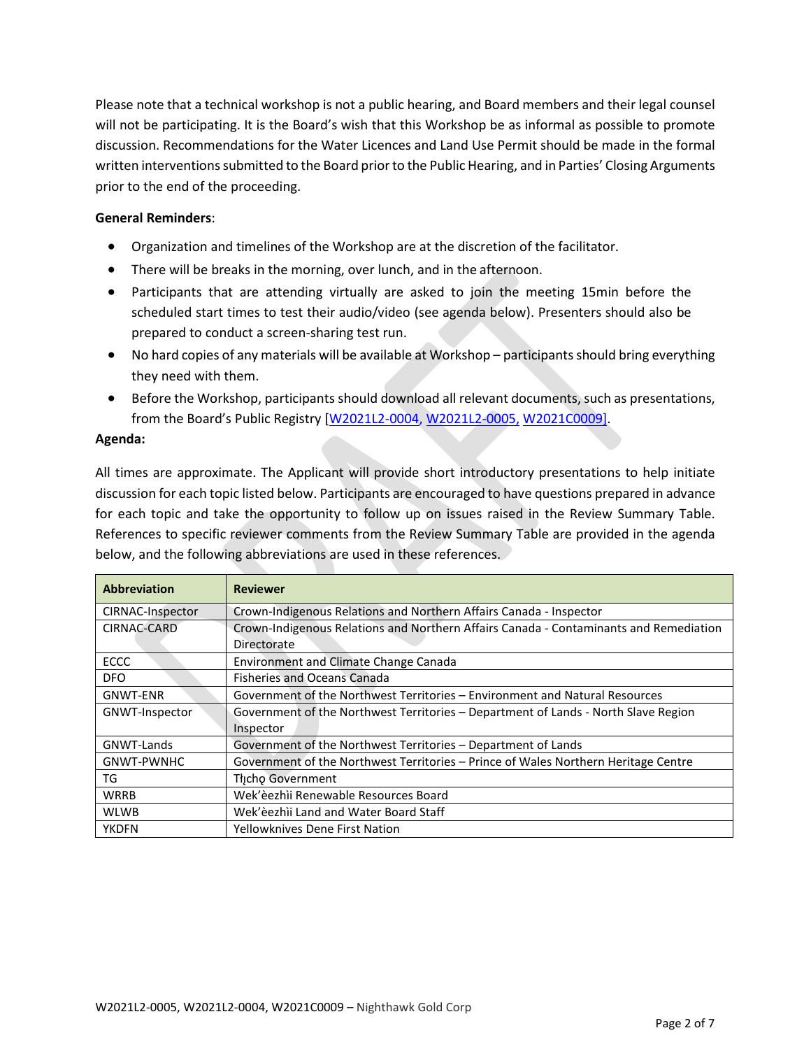Please note that a technical workshop is not a public hearing, and Board members and their legal counsel will not be participating. It is the Board's wish that this Workshop be as informal as possible to promote discussion. Recommendations for the Water Licences and Land Use Permit should be made in the formal written interventions submitted to the Board prior to the Public Hearing, and in Parties' Closing Arguments prior to the end of the proceeding.

**General Reminders**:

- Organization and timelines of the Workshop are at the discretion of the facilitator.
- There will be breaks in the morning, over lunch, and in the afternoon.
- Participants that are attending virtually are asked to join the meeting 15min before the scheduled start times to test their audio/video (see agenda below). Presenters should also be prepared to conduct a screen-sharing test run.
- No hard copies of any materials will be available at Workshop – participants should bring everything they need with them.
- Before the Workshop, participants should download all relevant documents, such as presentations, from the Board's Public Registry [W2021L2-0004, W2021L2-0005, W2021C0009].

**Agenda:**

All times are approximate. The Applicant will provide short introductory presentations to help initiate discussion for each topic listed below. Participants are encouraged to have questions prepared in advance for each topic and take the opportunity to follow up on issues raised in the Review Summary Table. References to specific reviewer comments from the Review Summary Table are provided in the agenda below, and the following abbreviations are used in these references.

| Abbreviation | Reviewer |
|---|---|
| CIRNAC-Inspector | Crown-Indigenous Relations and Northern Affairs Canada - Inspector |
| CIRNAC-CARD | Crown-Indigenous Relations and Northern Affairs Canada - Contaminants and Remediation Directorate |
| ECCC | Environment and Climate Change Canada |
| DFO | Fisheries and Oceans Canada |
| GNWT-ENR | Government of the Northwest Territories – Environment and Natural Resources |
| GNWT-Inspector | Government of the Northwest Territories – Department of Lands - North Slave Region Inspector |
| GNWT-Lands | Government of the Northwest Territories – Department of Lands |
| GNWT-PWNHC | Government of the Northwest Territories – Prince of Wales Northern Heritage Centre |
| TG | Tłı̨chǫ Government |
| WRRB | Wek'èezhìi Renewable Resources Board |
| WLWB | Wek'èezhìi Land and Water Board Staff |
| YKDFN | Yellowknives Dene First Nation |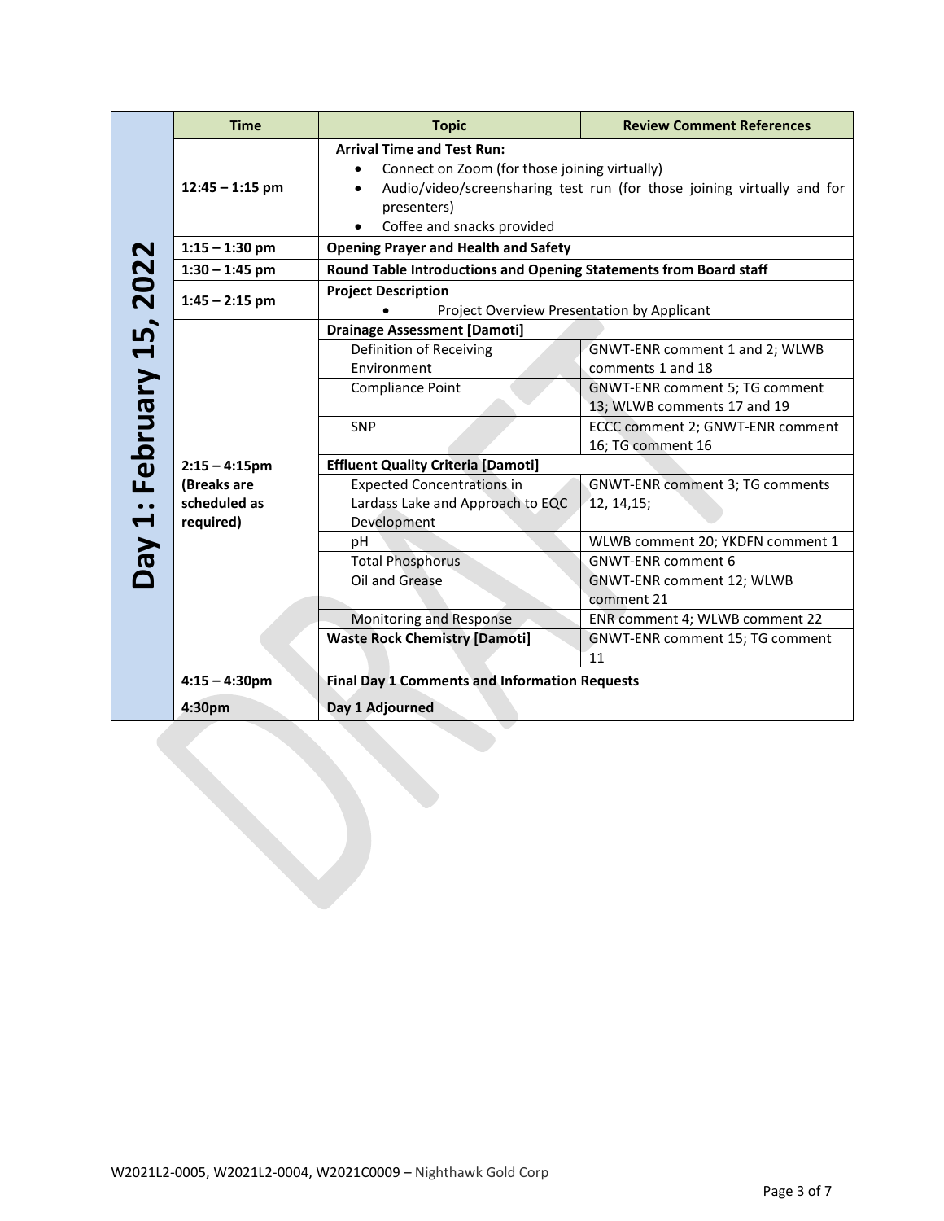| Day | Time | Topic | Review Comment References |
|---|---|---|---|
| **Day 1: February 15, 2022** | **12:45 – 1:15 pm** | **Arrival Time and Test Run:** <br>• Connect on Zoom (for those joining virtually) <br>• Audio/video/screensharing test run (for those joining virtually and for presenters) <br>• Coffee and snacks provided | |
| | **1:15 – 1:30 pm** | **Opening Prayer and Health and Safety** | |
| | **1:30 – 1:45 pm** | **Round Table Introductions and Opening Statements from Board staff** | |
| | **1:45 – 2:15 pm** | **Project Description** <br>• Project Overview Presentation by Applicant | |
| | **2:15 – 4:15pm (Breaks are scheduled as required)** | **Drainage Assessment [Damoti]** | |
| | | Definition of Receiving Environment | GNWT-ENR comment 1 and 2; WLWB comments 1 and 18 |
| | | Compliance Point | GNWT-ENR comment 5; TG comment 13; WLWB comments 17 and 19 |
| | | SNP | ECCC comment 2; GNWT-ENR comment 16; TG comment 16 |
| | | **Effluent Quality Criteria [Damoti]** | |
| | | Expected Concentrations in Lardass Lake and Approach to EQC Development | GNWT-ENR comment 3; TG comments 12, 14,15; |
| | | pH | WLWB comment 20; YKDFN comment 1 |
| | | Total Phosphorus | GNWT-ENR comment 6 |
| | | Oil and Grease | GNWT-ENR comment 12; WLWB comment 21 |
| | | Monitoring and Response | ENR comment 4; WLWB comment 22 |
| | | **Waste Rock Chemistry [Damoti]** | GNWT-ENR comment 15; TG comment 11 |
| | **4:15 – 4:30pm** | **Final Day 1 Comments and Information Requests** | |
| | **4:30pm** | **Day 1 Adjourned** | |

W2021L2-0005, W2021L2-0004, W2021C0009 – Nighthawk Gold Corp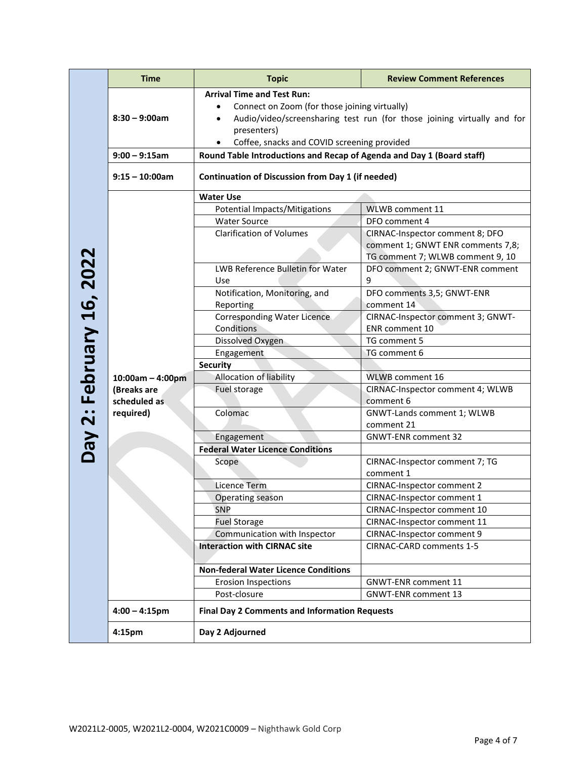## Day 2: February 16, 2022

| Time | Topic | | Review Comment References |
| --- | --- | --- | --- |
| 8:30 – 9:00am | **Arrival Time and Test Run:**<br>• Connect on Zoom (for those joining virtually)<br>• Audio/video/screensharing test run (for those joining virtually and for presenters)<br>• Coffee, snacks and COVID screening provided | | |
| 9:00 – 9:15am | **Round Table Introductions and Recap of Agenda and Day 1 (Board staff)** | | |
| 9:15 – 10:00am | **Continuation of Discussion from Day 1 (if needed)** | | |
| 10:00am – 4:00pm (Breaks are scheduled as required) | **Water Use** | | |
| | | Potential Impacts/Mitigations | WLWB comment 11 |
| | | Water Source | DFO comment 4 |
| | | Clarification of Volumes | CIRNAC-Inspector comment 8; DFO comment 1; GNWT ENR comments 7,8; TG comment 7; WLWB comment 9, 10 |
| | | LWB Reference Bulletin for Water Use | DFO comment 2; GNWT-ENR comment 9 |
| | | Notification, Monitoring, and Reporting | DFO comments 3,5; GNWT-ENR comment 14 |
| | | Corresponding Water Licence Conditions | CIRNAC-Inspector comment 3; GNWT-ENR comment 10 |
| | | Dissolved Oxygen | TG comment 5 |
| | | Engagement | TG comment 6 |
| | **Security** | | |
| | | Allocation of liability | WLWB comment 16 |
| | | Fuel storage | CIRNAC-Inspector comment 4; WLWB comment 6 |
| | | Colomac | GNWT-Lands comment 1; WLWB comment 21 |
| | | Engagement | GNWT-ENR comment 32 |
| | **Federal Water Licence Conditions** | | |
| | | Scope | CIRNAC-Inspector comment 7; TG comment 1 |
| | | Licence Term | CIRNAC-Inspector comment 2 |
| | | Operating season | CIRNAC-Inspector comment 1 |
| | | SNP | CIRNAC-Inspector comment 10 |
| | | Fuel Storage | CIRNAC-Inspector comment 11 |
| | | Communication with Inspector | CIRNAC-Inspector comment 9 |
| | **Interaction with CIRNAC site** | | CIRNAC-CARD comments 1-5 |
| | **Non-federal Water Licence Conditions** | | |
| | | Erosion Inspections | GNWT-ENR comment 11 |
| | | Post-closure | GNWT-ENR comment 13 |
| 4:00 – 4:15pm | **Final Day 2 Comments and Information Requests** | | |
| 4:15pm | **Day 2 Adjourned** | | |

W2021L2-0005, W2021L2-0004, W2021C0009 – Nighthawk Gold Corp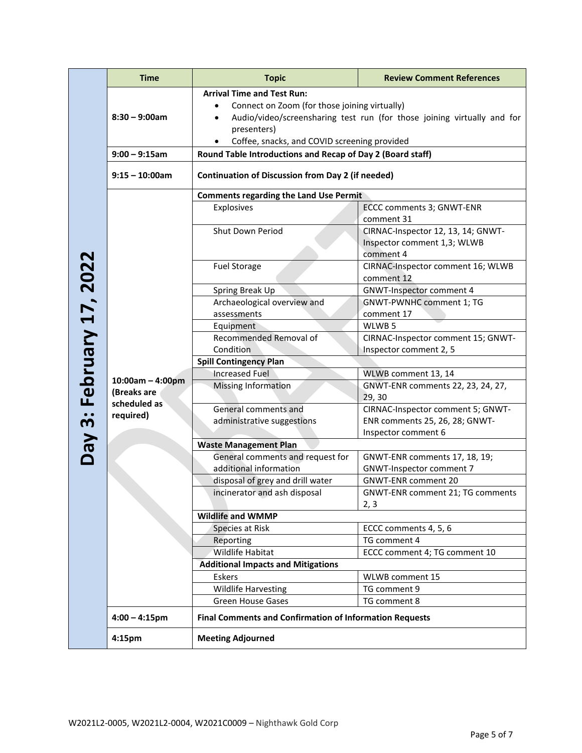## Day 3: February 17, 2022

| Time | Topic | | Review Comment References |
|---|---|---|---|
| 8:30 – 9:00am | **Arrival Time and Test Run:**<br>• Connect on Zoom (for those joining virtually)<br>• Audio/video/screensharing test run (for those joining virtually and for presenters)<br>• Coffee, snacks, and COVID screening provided | | |
| 9:00 – 9:15am | **Round Table Introductions and Recap of Day 2 (Board staff)** | | |
| 9:15 – 10:00am | **Continuation of Discussion from Day 2 (if needed)** | | |
| 10:00am – 4:00pm (Breaks are scheduled as required) | **Comments regarding the Land Use Permit** | | |
| | | Explosives | ECCC comments 3; GNWT-ENR comment 31 |
| | | Shut Down Period | CIRNAC-Inspector 12, 13, 14; GNWT-Inspector comment 1,3; WLWB comment 4 |
| | | Fuel Storage | CIRNAC-Inspector comment 16; WLWB comment 12 |
| | | Spring Break Up | GNWT-Inspector comment 4 |
| | | Archaeological overview and assessments | GNWT-PWNHC comment 1; TG comment 17 |
| | | Equipment | WLWB 5 |
| | | Recommended Removal of Condition | CIRNAC-Inspector comment 15; GNWT-Inspector comment 2, 5 |
| | **Spill Contingency Plan** | | |
| | | Increased Fuel | WLWB comment 13, 14 |
| | | Missing Information | GNWT-ENR comments 22, 23, 24, 27, 29, 30 |
| | | General comments and administrative suggestions | CIRNAC-Inspector comment 5; GNWT-ENR comments 25, 26, 28; GNWT-Inspector comment 6 |
| | **Waste Management Plan** | | |
| | | General comments and request for additional information | GNWT-ENR comments 17, 18, 19; GNWT-Inspector comment 7 |
| | | disposal of grey and drill water | GNWT-ENR comment 20 |
| | | incinerator and ash disposal | GNWT-ENR comment 21; TG comments 2, 3 |
| | **Wildlife and WMMP** | | |
| | | Species at Risk | ECCC comments 4, 5, 6 |
| | | Reporting | TG comment 4 |
| | | Wildlife Habitat | ECCC comment 4; TG comment 10 |
| | **Additional Impacts and Mitigations** | | |
| | | Eskers | WLWB comment 15 |
| | | Wildlife Harvesting | TG comment 9 |
| | | Green House Gases | TG comment 8 |
| 4:00 – 4:15pm | **Final Comments and Confirmation of Information Requests** | | |
| 4:15pm | **Meeting Adjourned** | | |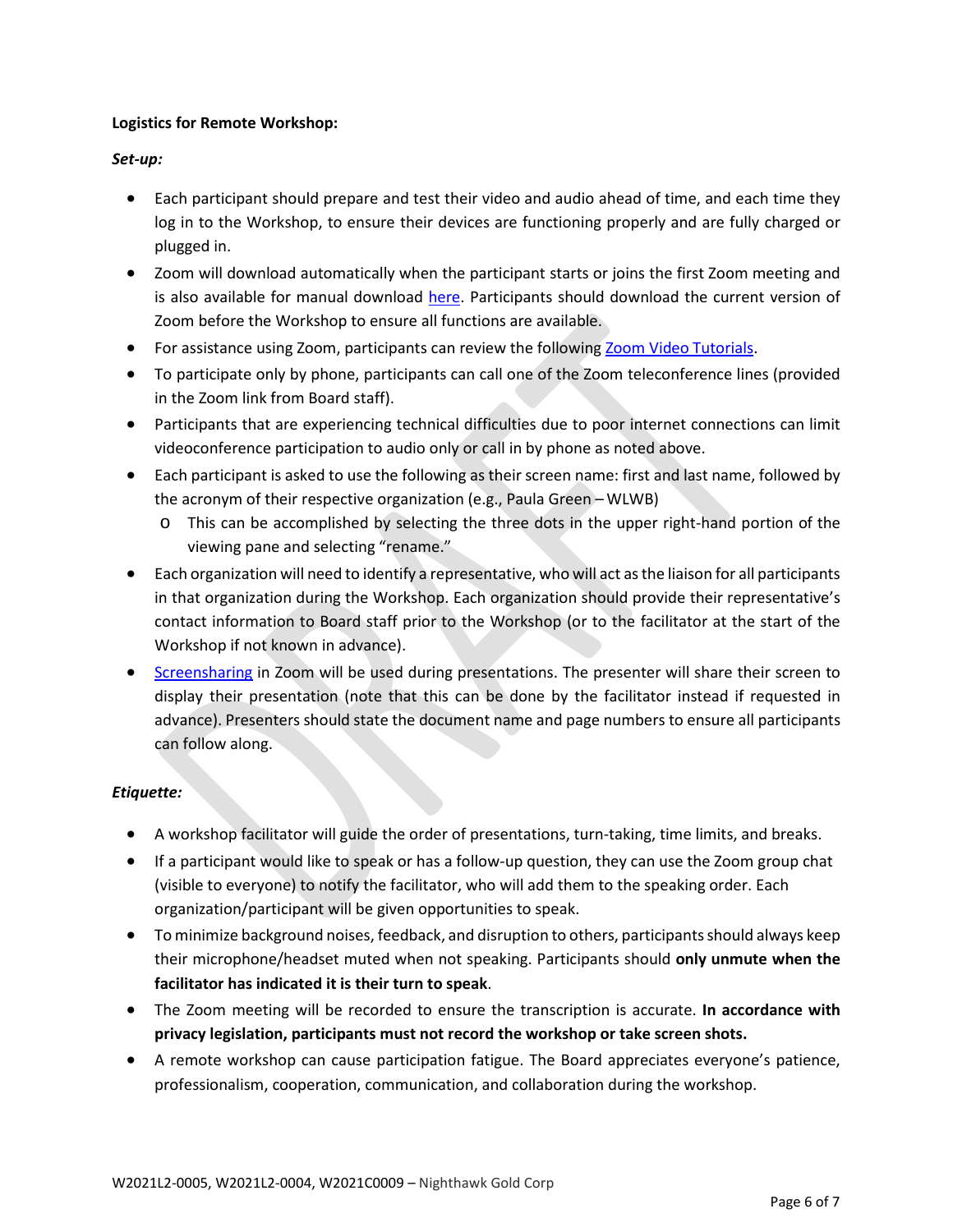**Logistics for Remote Workshop:**

***Set-up:***

- Each participant should prepare and test their video and audio ahead of time, and each time they log in to the Workshop, to ensure their devices are functioning properly and are fully charged or plugged in.
- Zoom will download automatically when the participant starts or joins the first Zoom meeting and is also available for manual download here. Participants should download the current version of Zoom before the Workshop to ensure all functions are available.
- For assistance using Zoom, participants can review the following Zoom Video Tutorials.
- To participate only by phone, participants can call one of the Zoom teleconference lines (provided in the Zoom link from Board staff).
- Participants that are experiencing technical difficulties due to poor internet connections can limit videoconference participation to audio only or call in by phone as noted above.
- Each participant is asked to use the following as their screen name: first and last name, followed by the acronym of their respective organization (e.g., Paula Green – WLWB)
  - This can be accomplished by selecting the three dots in the upper right-hand portion of the viewing pane and selecting "rename."
- Each organization will need to identify a representative, who will act as the liaison for all participants in that organization during the Workshop. Each organization should provide their representative's contact information to Board staff prior to the Workshop (or to the facilitator at the start of the Workshop if not known in advance).
- Screensharing in Zoom will be used during presentations. The presenter will share their screen to display their presentation (note that this can be done by the facilitator instead if requested in advance). Presenters should state the document name and page numbers to ensure all participants can follow along.

***Etiquette:***

- A workshop facilitator will guide the order of presentations, turn-taking, time limits, and breaks.
- If a participant would like to speak or has a follow-up question, they can use the Zoom group chat (visible to everyone) to notify the facilitator, who will add them to the speaking order. Each organization/participant will be given opportunities to speak.
- To minimize background noises, feedback, and disruption to others, participants should always keep their microphone/headset muted when not speaking. Participants should **only unmute when the facilitator has indicated it is their turn to speak**.
- The Zoom meeting will be recorded to ensure the transcription is accurate. **In accordance with privacy legislation, participants must not record the workshop or take screen shots.**
- A remote workshop can cause participation fatigue. The Board appreciates everyone's patience, professionalism, cooperation, communication, and collaboration during the workshop.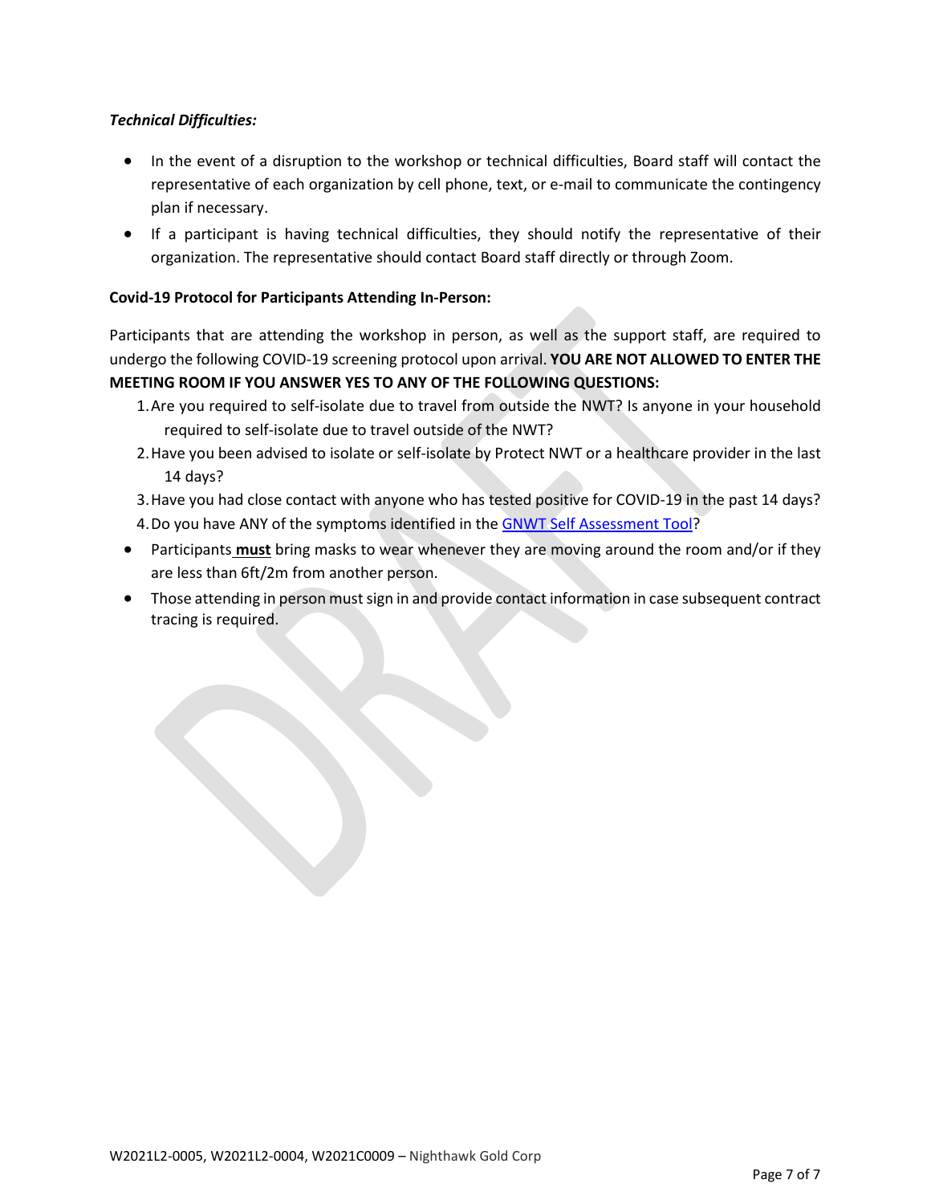***Technical Difficulties:***

- In the event of a disruption to the workshop or technical difficulties, Board staff will contact the representative of each organization by cell phone, text, or e-mail to communicate the contingency plan if necessary.
- If a participant is having technical difficulties, they should notify the representative of their organization. The representative should contact Board staff directly or through Zoom.

**Covid-19 Protocol for Participants Attending In-Person:**

Participants that are attending the workshop in person, as well as the support staff, are required to undergo the following COVID-19 screening protocol upon arrival. **YOU ARE NOT ALLOWED TO ENTER THE MEETING ROOM IF YOU ANSWER YES TO ANY OF THE FOLLOWING QUESTIONS:**

1. Are you required to self-isolate due to travel from outside the NWT? Is anyone in your household required to self-isolate due to travel outside of the NWT?
2. Have you been advised to isolate or self-isolate by Protect NWT or a healthcare provider in the last 14 days?
3. Have you had close contact with anyone who has tested positive for COVID-19 in the past 14 days?
4. Do you have ANY of the symptoms identified in the GNWT Self Assessment Tool?

- Participants **must** bring masks to wear whenever they are moving around the room and/or if they are less than 6ft/2m from another person.
- Those attending in person must sign in and provide contact information in case subsequent contract tracing is required.